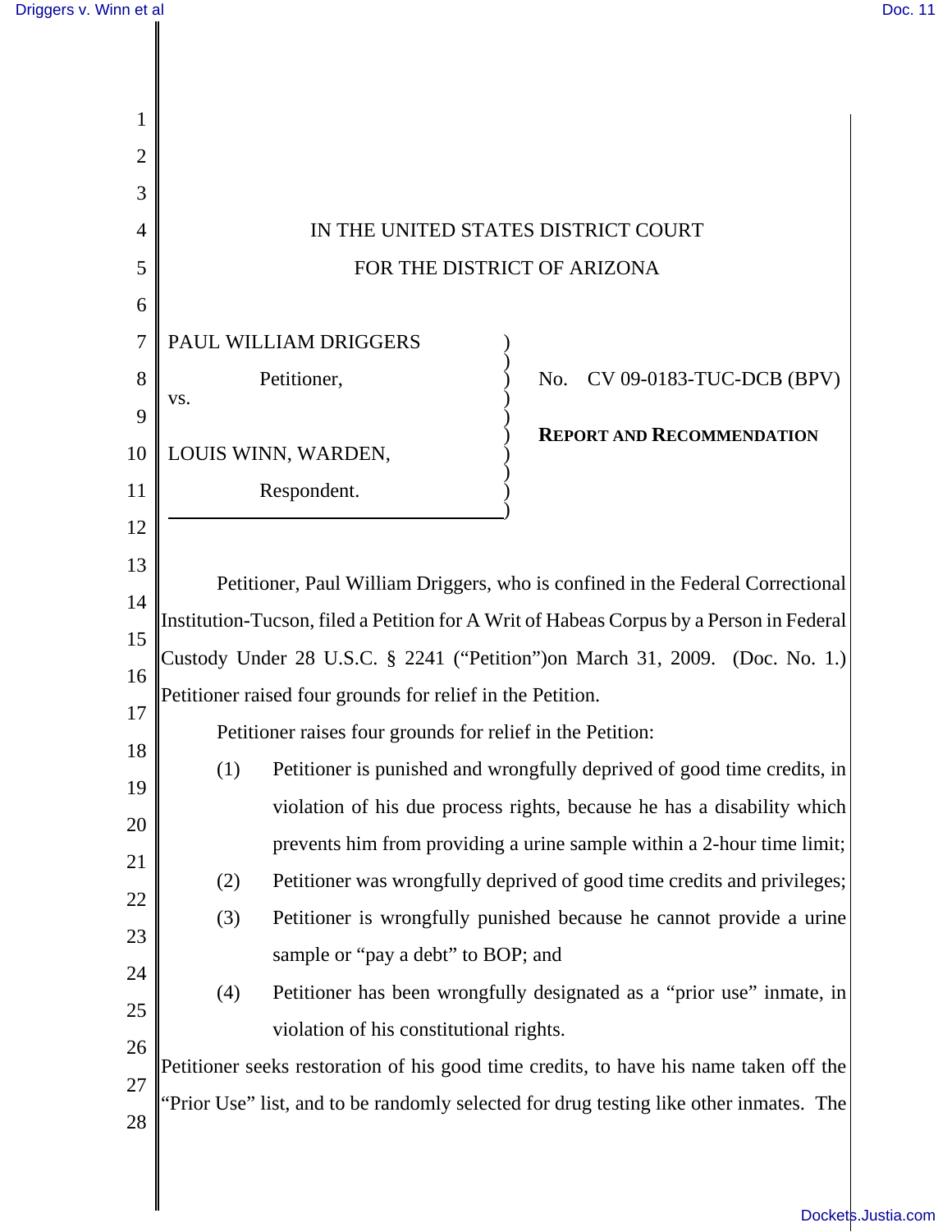IN THE UNITED STATES DISTRICT COURT

FOR THE DISTRICT OF ARIZONA

PAUL WILLIAM DRIGGERS

Petitioner,

vs.

LOUIS WINN, WARDEN,

Respondent.

No. CV 09-0183-TUC-DCB (BPV)

**REPORT AND RECOMMENDATION**

Petitioner, Paul William Driggers, who is confined in the Federal Correctional Institution-Tucson, filed a Petition for A Writ of Habeas Corpus by a Person in Federal Custody Under 28 U.S.C. § 2241 ("Petition")on March 31, 2009. (Doc. No. 1.) Petitioner raised four grounds for relief in the Petition.

Petitioner raises four grounds for relief in the Petition:

(1) Petitioner is punished and wrongfully deprived of good time credits, in violation of his due process rights, because he has a disability which prevents him from providing a urine sample within a 2-hour time limit;

(2) Petitioner was wrongfully deprived of good time credits and privileges;

(3) Petitioner is wrongfully punished because he cannot provide a urine sample or "pay a debt" to BOP; and

(4) Petitioner has been wrongfully designated as a "prior use" inmate, in violation of his constitutional rights.

Petitioner seeks restoration of his good time credits, to have his name taken off the "Prior Use" list, and to be randomly selected for drug testing like other inmates. The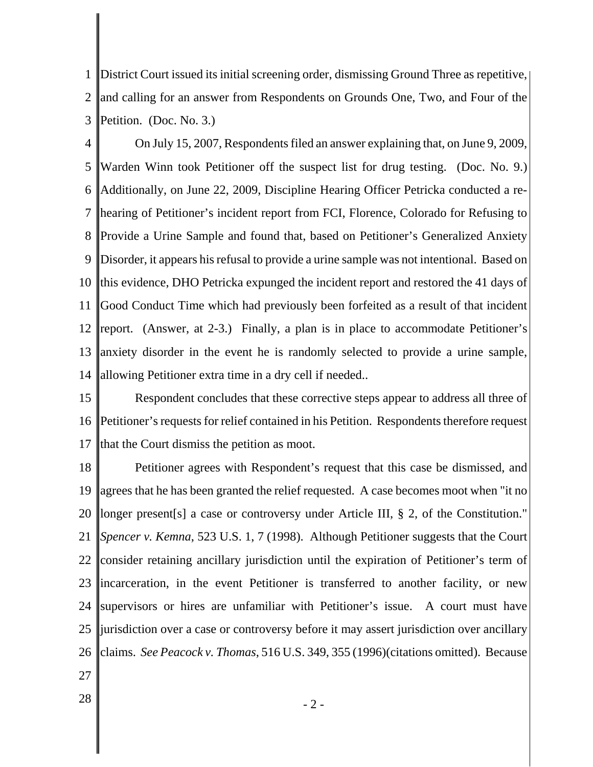District Court issued its initial screening order, dismissing Ground Three as repetitive, and calling for an answer from Respondents on Grounds One, Two, and Four of the Petition. (Doc. No. 3.)

On July 15, 2007, Respondents filed an answer explaining that, on June 9, 2009, Warden Winn took Petitioner off the suspect list for drug testing. (Doc. No. 9.) Additionally, on June 22, 2009, Discipline Hearing Officer Petricka conducted a re-hearing of Petitioner's incident report from FCI, Florence, Colorado for Refusing to Provide a Urine Sample and found that, based on Petitioner's Generalized Anxiety Disorder, it appears his refusal to provide a urine sample was not intentional. Based on this evidence, DHO Petricka expunged the incident report and restored the 41 days of Good Conduct Time which had previously been forfeited as a result of that incident report. (Answer, at 2-3.) Finally, a plan is in place to accommodate Petitioner's anxiety disorder in the event he is randomly selected to provide a urine sample, allowing Petitioner extra time in a dry cell if needed..

Respondent concludes that these corrective steps appear to address all three of Petitioner's requests for relief contained in his Petition. Respondents therefore request that the Court dismiss the petition as moot.

Petitioner agrees with Respondent's request that this case be dismissed, and agrees that he has been granted the relief requested. A case becomes moot when "it no longer present[s] a case or controversy under Article III, § 2, of the Constitution." *Spencer v. Kemna*, 523 U.S. 1, 7 (1998). Although Petitioner suggests that the Court consider retaining ancillary jurisdiction until the expiration of Petitioner's term of incarceration, in the event Petitioner is transferred to another facility, or new supervisors or hires are unfamiliar with Petitioner's issue. A court must have jurisdiction over a case or controversy before it may assert jurisdiction over ancillary claims. *See Peacock v. Thomas*, 516 U.S. 349, 355 (1996)(citations omitted). Because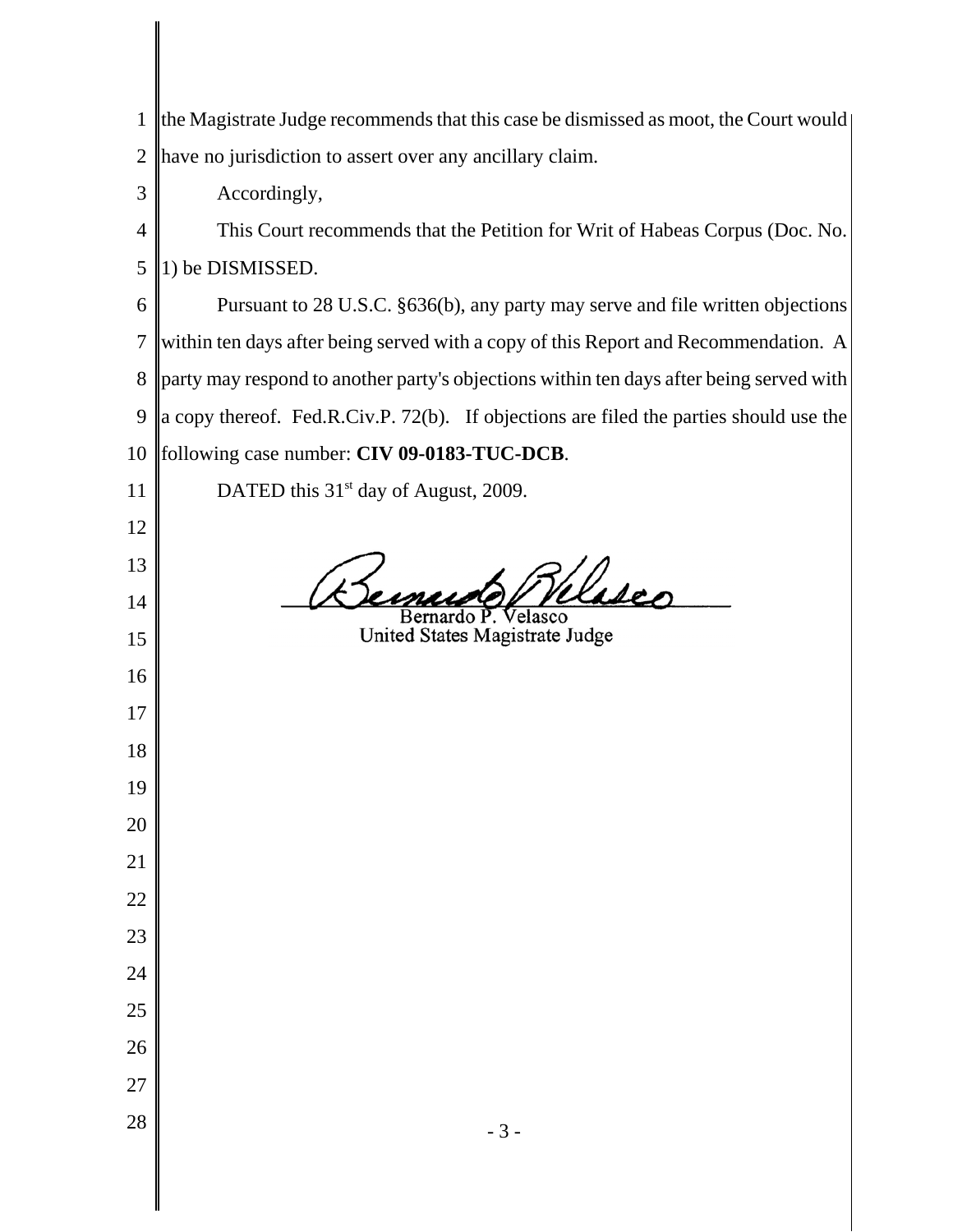the Magistrate Judge recommends that this case be dismissed as moot, the Court would have no jurisdiction to assert over any ancillary claim.

Accordingly,

This Court recommends that the Petition for Writ of Habeas Corpus (Doc. No. 1) be DISMISSED.

Pursuant to 28 U.S.C. §636(b), any party may serve and file written objections within ten days after being served with a copy of this Report and Recommendation. A party may respond to another party's objections within ten days after being served with a copy thereof. Fed.R.Civ.P. 72(b). If objections are filed the parties should use the following case number: **CIV 09-0183-TUC-DCB**.

DATED this 31st day of August, 2009.

Bernardo P. Velasco
United States Magistrate Judge